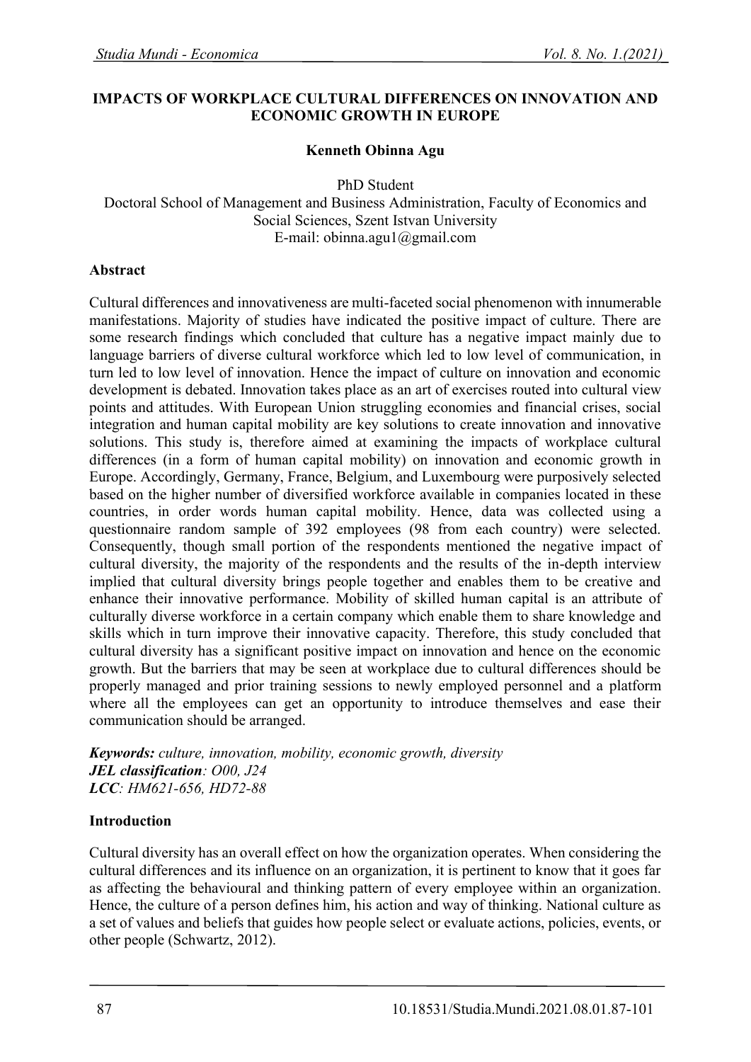# IMPACTS OF WORKPLACE CULTURAL DIFFERENCES ON INNOVATION AND ECONOMIC GROWTH IN EUROPE

**Kenneth Obinna Agu**

PhD Student
Doctoral School of Management and Business Administration, Faculty of Economics and Social Sciences, Szent Istvan University
E-mail: obinna.agu1@gmail.com

## Abstract

Cultural differences and innovativeness are multi-faceted social phenomenon with innumerable manifestations. Majority of studies have indicated the positive impact of culture. There are some research findings which concluded that culture has a negative impact mainly due to language barriers of diverse cultural workforce which led to low level of communication, in turn led to low level of innovation. Hence the impact of culture on innovation and economic development is debated. Innovation takes place as an art of exercises routed into cultural view points and attitudes. With European Union struggling economies and financial crises, social integration and human capital mobility are key solutions to create innovation and innovative solutions. This study is, therefore aimed at examining the impacts of workplace cultural differences (in a form of human capital mobility) on innovation and economic growth in Europe. Accordingly, Germany, France, Belgium, and Luxembourg were purposively selected based on the higher number of diversified workforce available in companies located in these countries, in order words human capital mobility. Hence, data was collected using a questionnaire random sample of 392 employees (98 from each country) were selected. Consequently, though small portion of the respondents mentioned the negative impact of cultural diversity, the majority of the respondents and the results of the in-depth interview implied that cultural diversity brings people together and enables them to be creative and enhance their innovative performance. Mobility of skilled human capital is an attribute of culturally diverse workforce in a certain company which enable them to share knowledge and skills which in turn improve their innovative capacity. Therefore, this study concluded that cultural diversity has a significant positive impact on innovation and hence on the economic growth. But the barriers that may be seen at workplace due to cultural differences should be properly managed and prior training sessions to newly employed personnel and a platform where all the employees can get an opportunity to introduce themselves and ease their communication should be arranged.

***Keywords:*** *culture, innovation, mobility, economic growth, diversity*
***JEL classification****: O00, J24*
***LCC****: HM621-656, HD72-88*

## Introduction

Cultural diversity has an overall effect on how the organization operates. When considering the cultural differences and its influence on an organization, it is pertinent to know that it goes far as affecting the behavioural and thinking pattern of every employee within an organization. Hence, the culture of a person defines him, his action and way of thinking. National culture as a set of values and beliefs that guides how people select or evaluate actions, policies, events, or other people (Schwartz, 2012).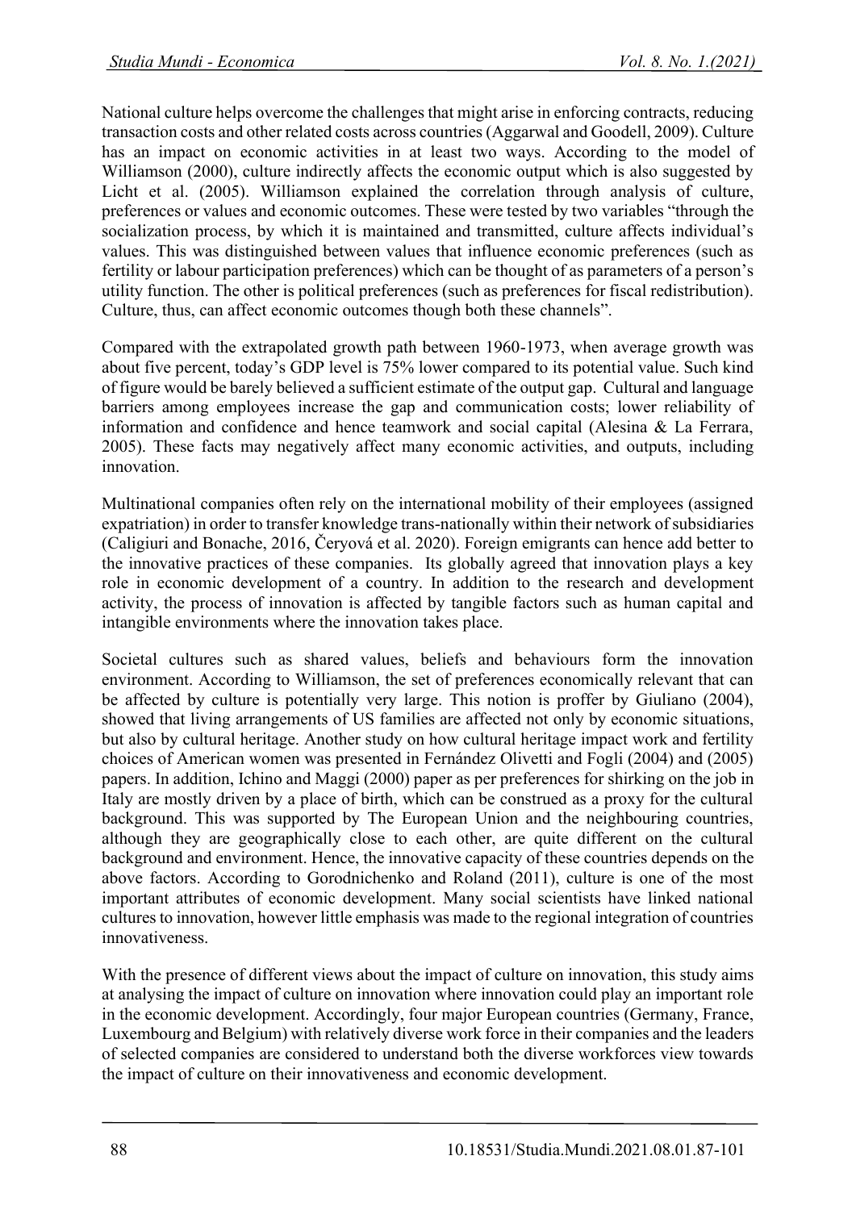National culture helps overcome the challenges that might arise in enforcing contracts, reducing transaction costs and other related costs across countries (Aggarwal and Goodell, 2009). Culture has an impact on economic activities in at least two ways. According to the model of Williamson (2000), culture indirectly affects the economic output which is also suggested by Licht et al. (2005). Williamson explained the correlation through analysis of culture, preferences or values and economic outcomes. These were tested by two variables "through the socialization process, by which it is maintained and transmitted, culture affects individual's values. This was distinguished between values that influence economic preferences (such as fertility or labour participation preferences) which can be thought of as parameters of a person's utility function. The other is political preferences (such as preferences for fiscal redistribution). Culture, thus, can affect economic outcomes though both these channels".

Compared with the extrapolated growth path between 1960-1973, when average growth was about five percent, today's GDP level is 75% lower compared to its potential value. Such kind of figure would be barely believed a sufficient estimate of the output gap. Cultural and language barriers among employees increase the gap and communication costs; lower reliability of information and confidence and hence teamwork and social capital (Alesina & La Ferrara, 2005). These facts may negatively affect many economic activities, and outputs, including innovation.

Multinational companies often rely on the international mobility of their employees (assigned expatriation) in order to transfer knowledge trans-nationally within their network of subsidiaries (Caligiuri and Bonache, 2016, Čeryová et al. 2020). Foreign emigrants can hence add better to the innovative practices of these companies. Its globally agreed that innovation plays a key role in economic development of a country. In addition to the research and development activity, the process of innovation is affected by tangible factors such as human capital and intangible environments where the innovation takes place.

Societal cultures such as shared values, beliefs and behaviours form the innovation environment. According to Williamson, the set of preferences economically relevant that can be affected by culture is potentially very large. This notion is proffer by Giuliano (2004), showed that living arrangements of US families are affected not only by economic situations, but also by cultural heritage. Another study on how cultural heritage impact work and fertility choices of American women was presented in Fernández Olivetti and Fogli (2004) and (2005) papers. In addition, Ichino and Maggi (2000) paper as per preferences for shirking on the job in Italy are mostly driven by a place of birth, which can be construed as a proxy for the cultural background. This was supported by The European Union and the neighbouring countries, although they are geographically close to each other, are quite different on the cultural background and environment. Hence, the innovative capacity of these countries depends on the above factors. According to Gorodnichenko and Roland (2011), culture is one of the most important attributes of economic development. Many social scientists have linked national cultures to innovation, however little emphasis was made to the regional integration of countries innovativeness.

With the presence of different views about the impact of culture on innovation, this study aims at analysing the impact of culture on innovation where innovation could play an important role in the economic development. Accordingly, four major European countries (Germany, France, Luxembourg and Belgium) with relatively diverse work force in their companies and the leaders of selected companies are considered to understand both the diverse workforces view towards the impact of culture on their innovativeness and economic development.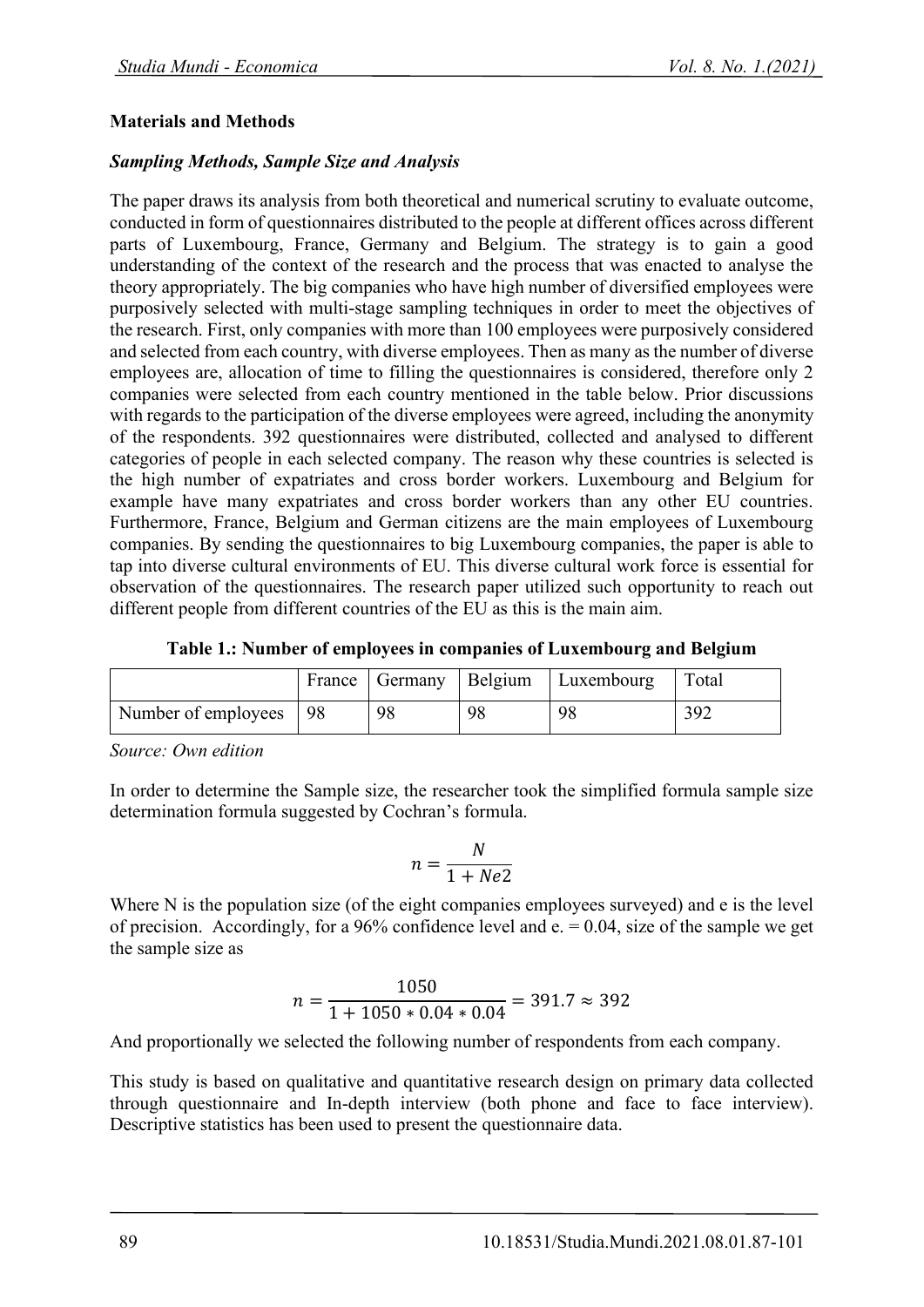## Materials and Methods

### *Sampling Methods, Sample Size and Analysis*

The paper draws its analysis from both theoretical and numerical scrutiny to evaluate outcome, conducted in form of questionnaires distributed to the people at different offices across different parts of Luxembourg, France, Germany and Belgium. The strategy is to gain a good understanding of the context of the research and the process that was enacted to analyse the theory appropriately. The big companies who have high number of diversified employees were purposively selected with multi-stage sampling techniques in order to meet the objectives of the research. First, only companies with more than 100 employees were purposively considered and selected from each country, with diverse employees. Then as many as the number of diverse employees are, allocation of time to filling the questionnaires is considered, therefore only 2 companies were selected from each country mentioned in the table below. Prior discussions with regards to the participation of the diverse employees were agreed, including the anonymity of the respondents. 392 questionnaires were distributed, collected and analysed to different categories of people in each selected company. The reason why these countries is selected is the high number of expatriates and cross border workers. Luxembourg and Belgium for example have many expatriates and cross border workers than any other EU countries. Furthermore, France, Belgium and German citizens are the main employees of Luxembourg companies. By sending the questionnaires to big Luxembourg companies, the paper is able to tap into diverse cultural environments of EU. This diverse cultural work force is essential for observation of the questionnaires. The research paper utilized such opportunity to reach out different people from different countries of the EU as this is the main aim.

**Table 1.: Number of employees in companies of Luxembourg and Belgium**

| | France | Germany | Belgium | Luxembourg | Total |
|---|---|---|---|---|---|
| Number of employees | 98 | 98 | 98 | 98 | 392 |

*Source: Own edition*

In order to determine the Sample size, the researcher took the simplified formula sample size determination formula suggested by Cochran's formula.

$$n = \frac{N}{1 + Ne2}$$

Where N is the population size (of the eight companies employees surveyed) and e is the level of precision. Accordingly, for a 96% confidence level and e. = 0.04, size of the sample we get the sample size as

$$n = \frac{1050}{1 + 1050 * 0.04 * 0.04} = 391.7 \approx 392$$

And proportionally we selected the following number of respondents from each company.

This study is based on qualitative and quantitative research design on primary data collected through questionnaire and In-depth interview (both phone and face to face interview). Descriptive statistics has been used to present the questionnaire data.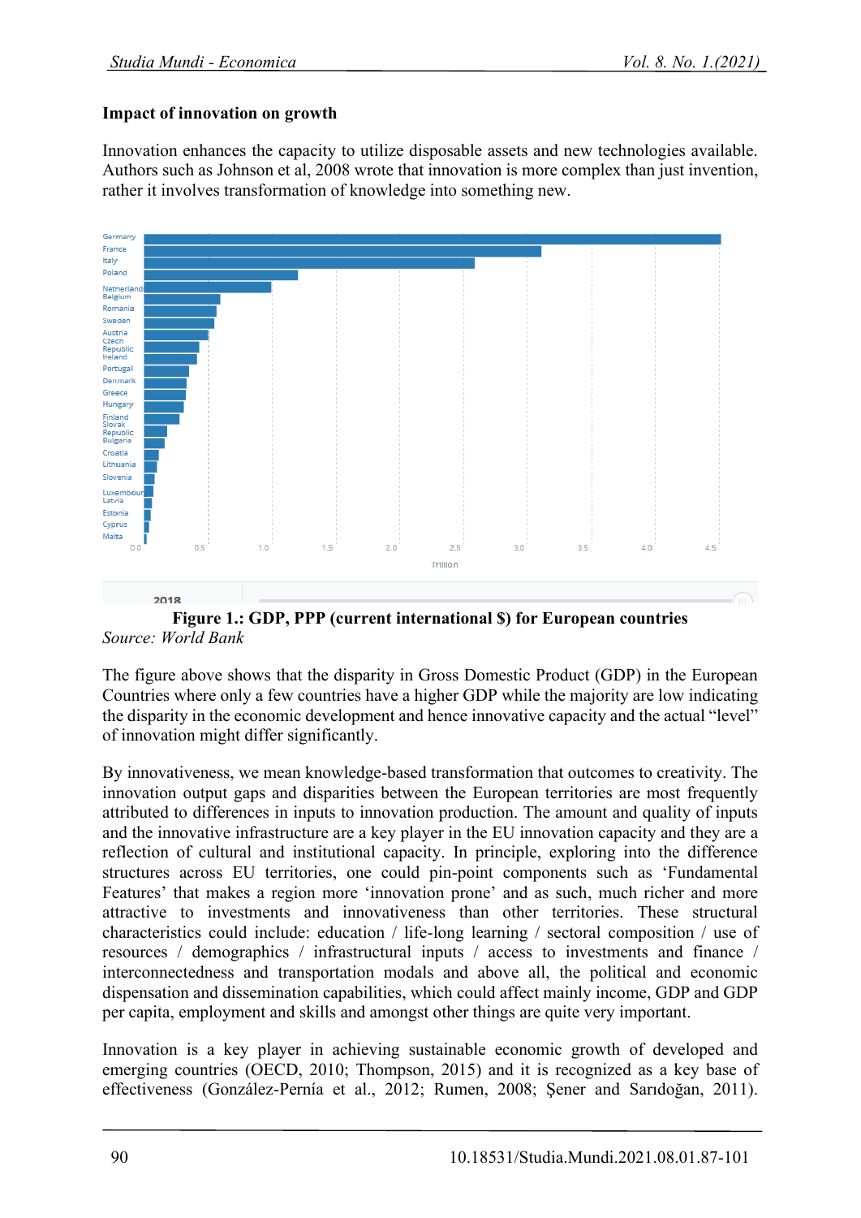### Impact of innovation on growth

Innovation enhances the capacity to utilize disposable assets and new technologies available. Authors such as Johnson et al, 2008 wrote that innovation is more complex than just invention, rather it involves transformation of knowledge into something new.

**Figure 1.: GDP, PPP (current international $) for European countries**

*Source: World Bank*

The figure above shows that the disparity in Gross Domestic Product (GDP) in the European Countries where only a few countries have a higher GDP while the majority are low indicating the disparity in the economic development and hence innovative capacity and the actual "level" of innovation might differ significantly.

By innovativeness, we mean knowledge-based transformation that outcomes to creativity. The innovation output gaps and disparities between the European territories are most frequently attributed to differences in inputs to innovation production. The amount and quality of inputs and the innovative infrastructure are a key player in the EU innovation capacity and they are a reflection of cultural and institutional capacity. In principle, exploring into the difference structures across EU territories, one could pin-point components such as 'Fundamental Features' that makes a region more 'innovation prone' and as such, much richer and more attractive to investments and innovativeness than other territories. These structural characteristics could include: education / life-long learning / sectoral composition / use of resources / demographics / infrastructural inputs / access to investments and finance / interconnectedness and transportation modals and above all, the political and economic dispensation and dissemination capabilities, which could affect mainly income, GDP and GDP per capita, employment and skills and amongst other things are quite very important.

Innovation is a key player in achieving sustainable economic growth of developed and emerging countries (OECD, 2010; Thompson, 2015) and it is recognized as a key base of effectiveness (González-Pernía et al., 2012; Rumen, 2008; Şener and Sarıdoğan, 2011).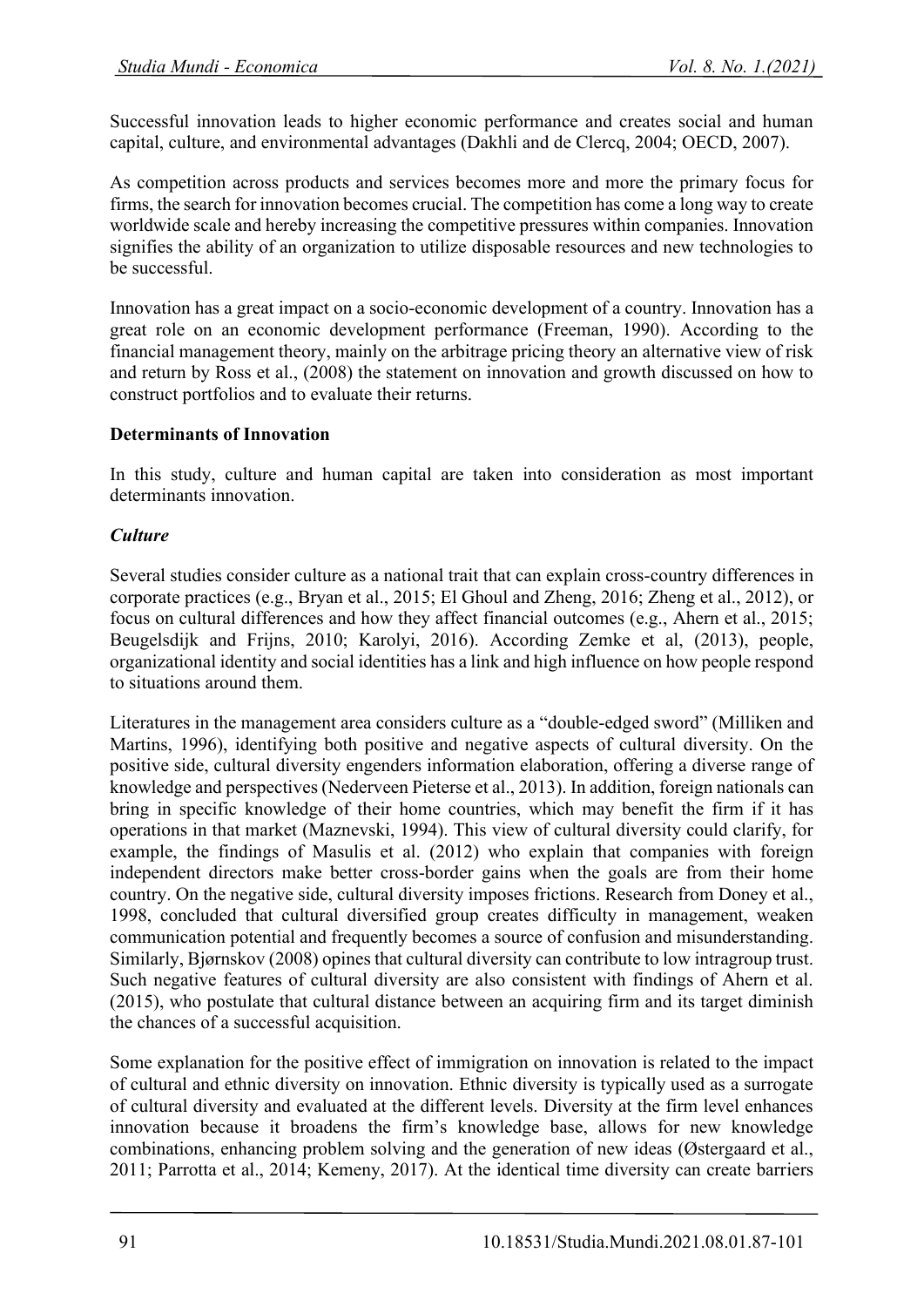Successful innovation leads to higher economic performance and creates social and human capital, culture, and environmental advantages (Dakhli and de Clercq, 2004; OECD, 2007).

As competition across products and services becomes more and more the primary focus for firms, the search for innovation becomes crucial. The competition has come a long way to create worldwide scale and hereby increasing the competitive pressures within companies. Innovation signifies the ability of an organization to utilize disposable resources and new technologies to be successful.

Innovation has a great impact on a socio-economic development of a country. Innovation has a great role on an economic development performance (Freeman, 1990). According to the financial management theory, mainly on the arbitrage pricing theory an alternative view of risk and return by Ross et al., (2008) the statement on innovation and growth discussed on how to construct portfolios and to evaluate their returns.

**Determinants of Innovation**

In this study, culture and human capital are taken into consideration as most important determinants innovation.

***Culture***

Several studies consider culture as a national trait that can explain cross-country differences in corporate practices (e.g., Bryan et al., 2015; El Ghoul and Zheng, 2016; Zheng et al., 2012), or focus on cultural differences and how they affect financial outcomes (e.g., Ahern et al., 2015; Beugelsdijk and Frijns, 2010; Karolyi, 2016). According Zemke et al, (2013), people, organizational identity and social identities has a link and high influence on how people respond to situations around them.

Literatures in the management area considers culture as a "double-edged sword" (Milliken and Martins, 1996), identifying both positive and negative aspects of cultural diversity. On the positive side, cultural diversity engenders information elaboration, offering a diverse range of knowledge and perspectives (Nederveen Pieterse et al., 2013). In addition, foreign nationals can bring in specific knowledge of their home countries, which may benefit the firm if it has operations in that market (Maznevski, 1994). This view of cultural diversity could clarify, for example, the findings of Masulis et al. (2012) who explain that companies with foreign independent directors make better cross-border gains when the goals are from their home country. On the negative side, cultural diversity imposes frictions. Research from Doney et al., 1998, concluded that cultural diversified group creates difficulty in management, weaken communication potential and frequently becomes a source of confusion and misunderstanding. Similarly, Bjørnskov (2008) opines that cultural diversity can contribute to low intragroup trust. Such negative features of cultural diversity are also consistent with findings of Ahern et al. (2015), who postulate that cultural distance between an acquiring firm and its target diminish the chances of a successful acquisition.

Some explanation for the positive effect of immigration on innovation is related to the impact of cultural and ethnic diversity on innovation. Ethnic diversity is typically used as a surrogate of cultural diversity and evaluated at the different levels. Diversity at the firm level enhances innovation because it broadens the firm's knowledge base, allows for new knowledge combinations, enhancing problem solving and the generation of new ideas (Østergaard et al., 2011; Parrotta et al., 2014; Kemeny, 2017). At the identical time diversity can create barriers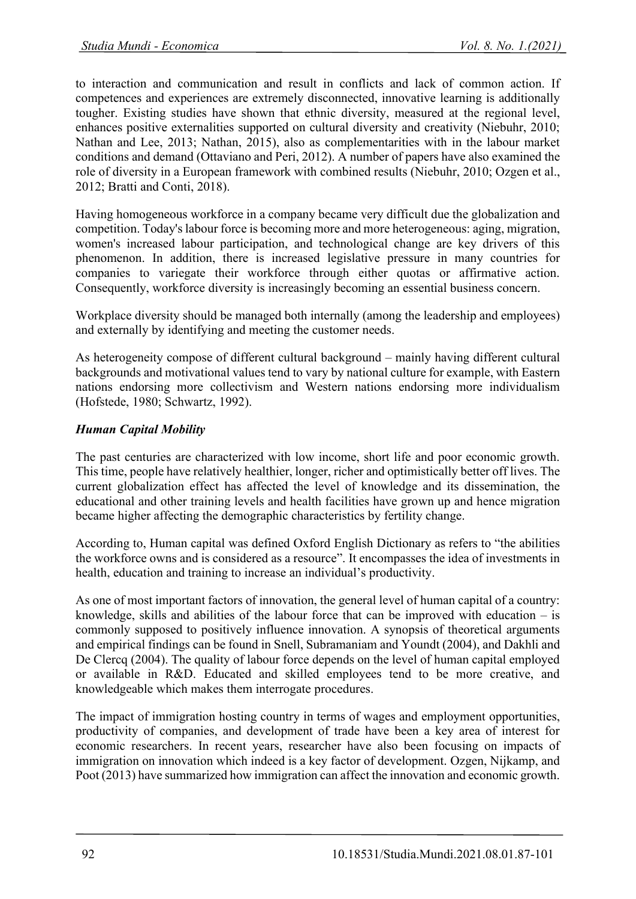to interaction and communication and result in conflicts and lack of common action. If competences and experiences are extremely disconnected, innovative learning is additionally tougher. Existing studies have shown that ethnic diversity, measured at the regional level, enhances positive externalities supported on cultural diversity and creativity (Niebuhr, 2010; Nathan and Lee, 2013; Nathan, 2015), also as complementarities with in the labour market conditions and demand (Ottaviano and Peri, 2012). A number of papers have also examined the role of diversity in a European framework with combined results (Niebuhr, 2010; Ozgen et al., 2012; Bratti and Conti, 2018).

Having homogeneous workforce in a company became very difficult due the globalization and competition. Today's labour force is becoming more and more heterogeneous: aging, migration, women's increased labour participation, and technological change are key drivers of this phenomenon. In addition, there is increased legislative pressure in many countries for companies to variegate their workforce through either quotas or affirmative action. Consequently, workforce diversity is increasingly becoming an essential business concern.

Workplace diversity should be managed both internally (among the leadership and employees) and externally by identifying and meeting the customer needs.

As heterogeneity compose of different cultural background – mainly having different cultural backgrounds and motivational values tend to vary by national culture for example, with Eastern nations endorsing more collectivism and Western nations endorsing more individualism (Hofstede, 1980; Schwartz, 1992).

***Human Capital Mobility***

The past centuries are characterized with low income, short life and poor economic growth. This time, people have relatively healthier, longer, richer and optimistically better off lives. The current globalization effect has affected the level of knowledge and its dissemination, the educational and other training levels and health facilities have grown up and hence migration became higher affecting the demographic characteristics by fertility change.

According to, Human capital was defined Oxford English Dictionary as refers to "the abilities the workforce owns and is considered as a resource". It encompasses the idea of investments in health, education and training to increase an individual's productivity.

As one of most important factors of innovation, the general level of human capital of a country: knowledge, skills and abilities of the labour force that can be improved with education – is commonly supposed to positively influence innovation. A synopsis of theoretical arguments and empirical findings can be found in Snell, Subramaniam and Youndt (2004), and Dakhli and De Clercq (2004). The quality of labour force depends on the level of human capital employed or available in R&D. Educated and skilled employees tend to be more creative, and knowledgeable which makes them interrogate procedures.

The impact of immigration hosting country in terms of wages and employment opportunities, productivity of companies, and development of trade have been a key area of interest for economic researchers. In recent years, researcher have also been focusing on impacts of immigration on innovation which indeed is a key factor of development. Ozgen, Nijkamp, and Poot (2013) have summarized how immigration can affect the innovation and economic growth.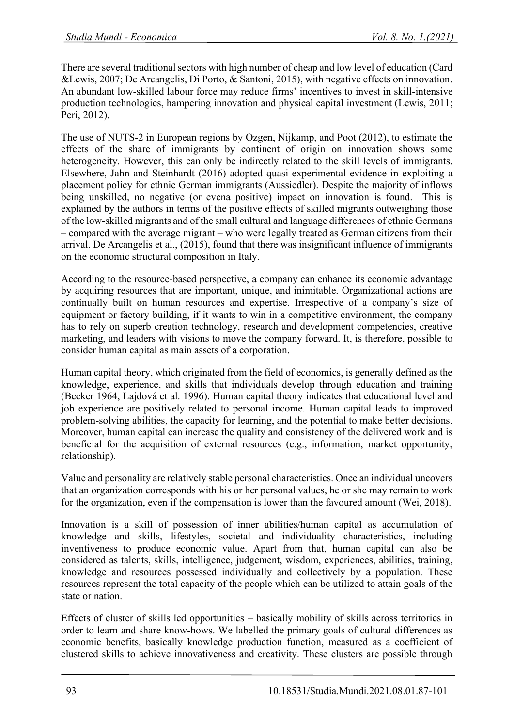There are several traditional sectors with high number of cheap and low level of education (Card &Lewis, 2007; De Arcangelis, Di Porto, & Santoni, 2015), with negative effects on innovation. An abundant low-skilled labour force may reduce firms' incentives to invest in skill-intensive production technologies, hampering innovation and physical capital investment (Lewis, 2011; Peri, 2012).

The use of NUTS-2 in European regions by Ozgen, Nijkamp, and Poot (2012), to estimate the effects of the share of immigrants by continent of origin on innovation shows some heterogeneity. However, this can only be indirectly related to the skill levels of immigrants. Elsewhere, Jahn and Steinhardt (2016) adopted quasi-experimental evidence in exploiting a placement policy for ethnic German immigrants (Aussiedler). Despite the majority of inflows being unskilled, no negative (or evena positive) impact on innovation is found. This is explained by the authors in terms of the positive effects of skilled migrants outweighing those of the low-skilled migrants and of the small cultural and language differences of ethnic Germans – compared with the average migrant – who were legally treated as German citizens from their arrival. De Arcangelis et al., (2015), found that there was insignificant influence of immigrants on the economic structural composition in Italy.

According to the resource-based perspective, a company can enhance its economic advantage by acquiring resources that are important, unique, and inimitable. Organizational actions are continually built on human resources and expertise. Irrespective of a company's size of equipment or factory building, if it wants to win in a competitive environment, the company has to rely on superb creation technology, research and development competencies, creative marketing, and leaders with visions to move the company forward. It, is therefore, possible to consider human capital as main assets of a corporation.

Human capital theory, which originated from the field of economics, is generally defined as the knowledge, experience, and skills that individuals develop through education and training (Becker 1964, Lajdová et al. 1996). Human capital theory indicates that educational level and job experience are positively related to personal income. Human capital leads to improved problem-solving abilities, the capacity for learning, and the potential to make better decisions. Moreover, human capital can increase the quality and consistency of the delivered work and is beneficial for the acquisition of external resources (e.g., information, market opportunity, relationship).

Value and personality are relatively stable personal characteristics. Once an individual uncovers that an organization corresponds with his or her personal values, he or she may remain to work for the organization, even if the compensation is lower than the favoured amount (Wei, 2018).

Innovation is a skill of possession of inner abilities/human capital as accumulation of knowledge and skills, lifestyles, societal and individuality characteristics, including inventiveness to produce economic value. Apart from that, human capital can also be considered as talents, skills, intelligence, judgement, wisdom, experiences, abilities, training, knowledge and resources possessed individually and collectively by a population. These resources represent the total capacity of the people which can be utilized to attain goals of the state or nation.

Effects of cluster of skills led opportunities – basically mobility of skills across territories in order to learn and share know-hows. We labelled the primary goals of cultural differences as economic benefits, basically knowledge production function, measured as a coefficient of clustered skills to achieve innovativeness and creativity. These clusters are possible through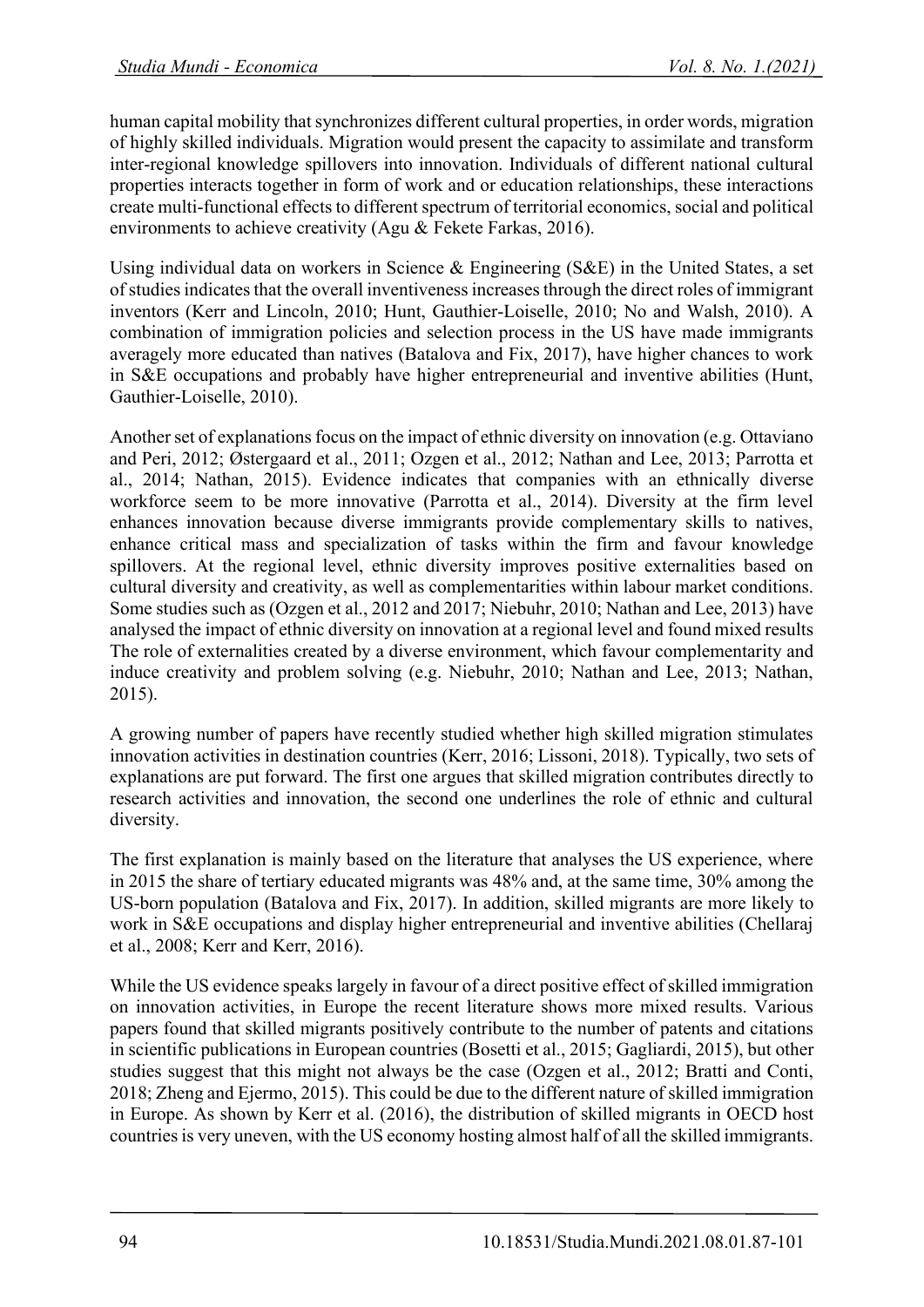human capital mobility that synchronizes different cultural properties, in order words, migration of highly skilled individuals. Migration would present the capacity to assimilate and transform inter-regional knowledge spillovers into innovation. Individuals of different national cultural properties interacts together in form of work and or education relationships, these interactions create multi-functional effects to different spectrum of territorial economics, social and political environments to achieve creativity (Agu & Fekete Farkas, 2016).

Using individual data on workers in Science & Engineering (S&E) in the United States, a set of studies indicates that the overall inventiveness increases through the direct roles of immigrant inventors (Kerr and Lincoln, 2010; Hunt, Gauthier-Loiselle, 2010; No and Walsh, 2010). A combination of immigration policies and selection process in the US have made immigrants averagely more educated than natives (Batalova and Fix, 2017), have higher chances to work in S&E occupations and probably have higher entrepreneurial and inventive abilities (Hunt, Gauthier-Loiselle, 2010).

Another set of explanations focus on the impact of ethnic diversity on innovation (e.g. Ottaviano and Peri, 2012; Østergaard et al., 2011; Ozgen et al., 2012; Nathan and Lee, 2013; Parrotta et al., 2014; Nathan, 2015). Evidence indicates that companies with an ethnically diverse workforce seem to be more innovative (Parrotta et al., 2014). Diversity at the firm level enhances innovation because diverse immigrants provide complementary skills to natives, enhance critical mass and specialization of tasks within the firm and favour knowledge spillovers. At the regional level, ethnic diversity improves positive externalities based on cultural diversity and creativity, as well as complementarities within labour market conditions. Some studies such as (Ozgen et al., 2012 and 2017; Niebuhr, 2010; Nathan and Lee, 2013) have analysed the impact of ethnic diversity on innovation at a regional level and found mixed results The role of externalities created by a diverse environment, which favour complementarity and induce creativity and problem solving (e.g. Niebuhr, 2010; Nathan and Lee, 2013; Nathan, 2015).

A growing number of papers have recently studied whether high skilled migration stimulates innovation activities in destination countries (Kerr, 2016; Lissoni, 2018). Typically, two sets of explanations are put forward. The first one argues that skilled migration contributes directly to research activities and innovation, the second one underlines the role of ethnic and cultural diversity.

The first explanation is mainly based on the literature that analyses the US experience, where in 2015 the share of tertiary educated migrants was 48% and, at the same time, 30% among the US-born population (Batalova and Fix, 2017). In addition, skilled migrants are more likely to work in S&E occupations and display higher entrepreneurial and inventive abilities (Chellaraj et al., 2008; Kerr and Kerr, 2016).

While the US evidence speaks largely in favour of a direct positive effect of skilled immigration on innovation activities, in Europe the recent literature shows more mixed results. Various papers found that skilled migrants positively contribute to the number of patents and citations in scientific publications in European countries (Bosetti et al., 2015; Gagliardi, 2015), but other studies suggest that this might not always be the case (Ozgen et al., 2012; Bratti and Conti, 2018; Zheng and Ejermo, 2015). This could be due to the different nature of skilled immigration in Europe. As shown by Kerr et al. (2016), the distribution of skilled migrants in OECD host countries is very uneven, with the US economy hosting almost half of all the skilled immigrants.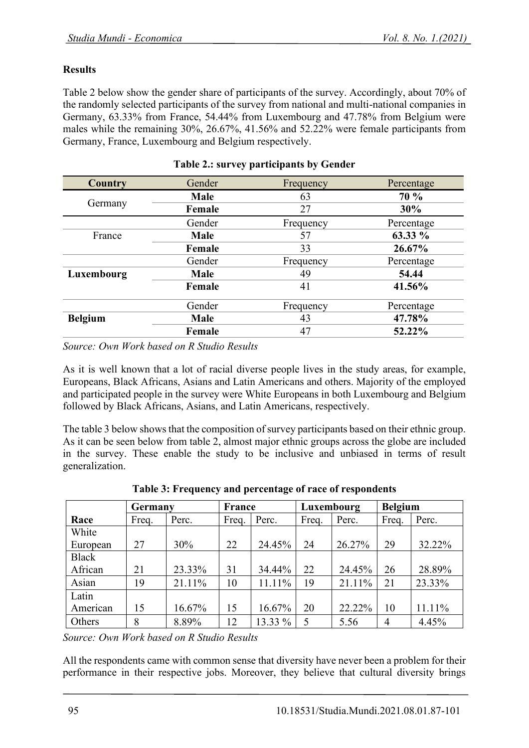**Results**

Table 2 below show the gender share of participants of the survey. Accordingly, about 70% of the randomly selected participants of the survey from national and multi-national companies in Germany, 63.33% from France, 54.44% from Luxembourg and 47.78% from Belgium were males while the remaining 30%, 26.67%, 41.56% and 52.22% were female participants from Germany, France, Luxembourg and Belgium respectively.

**Table 2.: survey participants by Gender**

| Country | Gender | Frequency | Percentage |
|---|---|---|---|
| Germany | **Male** | 63 | **70 %** |
| | **Female** | 27 | **30%** |
| | Gender | Frequency | Percentage |
| France | **Male** | 57 | **63.33 %** |
| | **Female** | 33 | **26.67%** |
| | Gender | Frequency | Percentage |
| **Luxembourg** | **Male** | 49 | **54.44** |
| | **Female** | 41 | **41.56%** |
| | Gender | Frequency | Percentage |
| **Belgium** | **Male** | 43 | **47.78%** |
| | **Female** | 47 | **52.22%** |

*Source: Own Work based on R Studio Results*

As it is well known that a lot of racial diverse people lives in the study areas, for example, Europeans, Black Africans, Asians and Latin Americans and others. Majority of the employed and participated people in the survey were White Europeans in both Luxembourg and Belgium followed by Black Africans, Asians, and Latin Americans, respectively.

The table 3 below shows that the composition of survey participants based on their ethnic group. As it can be seen below from table 2, almost major ethnic groups across the globe are included in the survey. These enable the study to be inclusive and unbiased in terms of result generalization.

**Table 3: Frequency and percentage of race of respondents**

| | **Germany** | | **France** | | **Luxembourg** | | **Belgium** | |
|---|---|---|---|---|---|---|---|---|
| **Race** | Freq. | Perc. | Freq. | Perc. | Freq. | Perc. | Freq. | Perc. |
| White European | 27 | 30% | 22 | 24.45% | 24 | 26.27% | 29 | 32.22% |
| Black African | 21 | 23.33% | 31 | 34.44% | 22 | 24.45% | 26 | 28.89% |
| Asian | 19 | 21.11% | 10 | 11.11% | 19 | 21.11% | 21 | 23.33% |
| Latin American | 15 | 16.67% | 15 | 16.67% | 20 | 22.22% | 10 | 11.11% |
| Others | 8 | 8.89% | 12 | 13.33 % | 5 | 5.56 | 4 | 4.45% |

*Source: Own Work based on R Studio Results*

All the respondents came with common sense that diversity have never been a problem for their performance in their respective jobs. Moreover, they believe that cultural diversity brings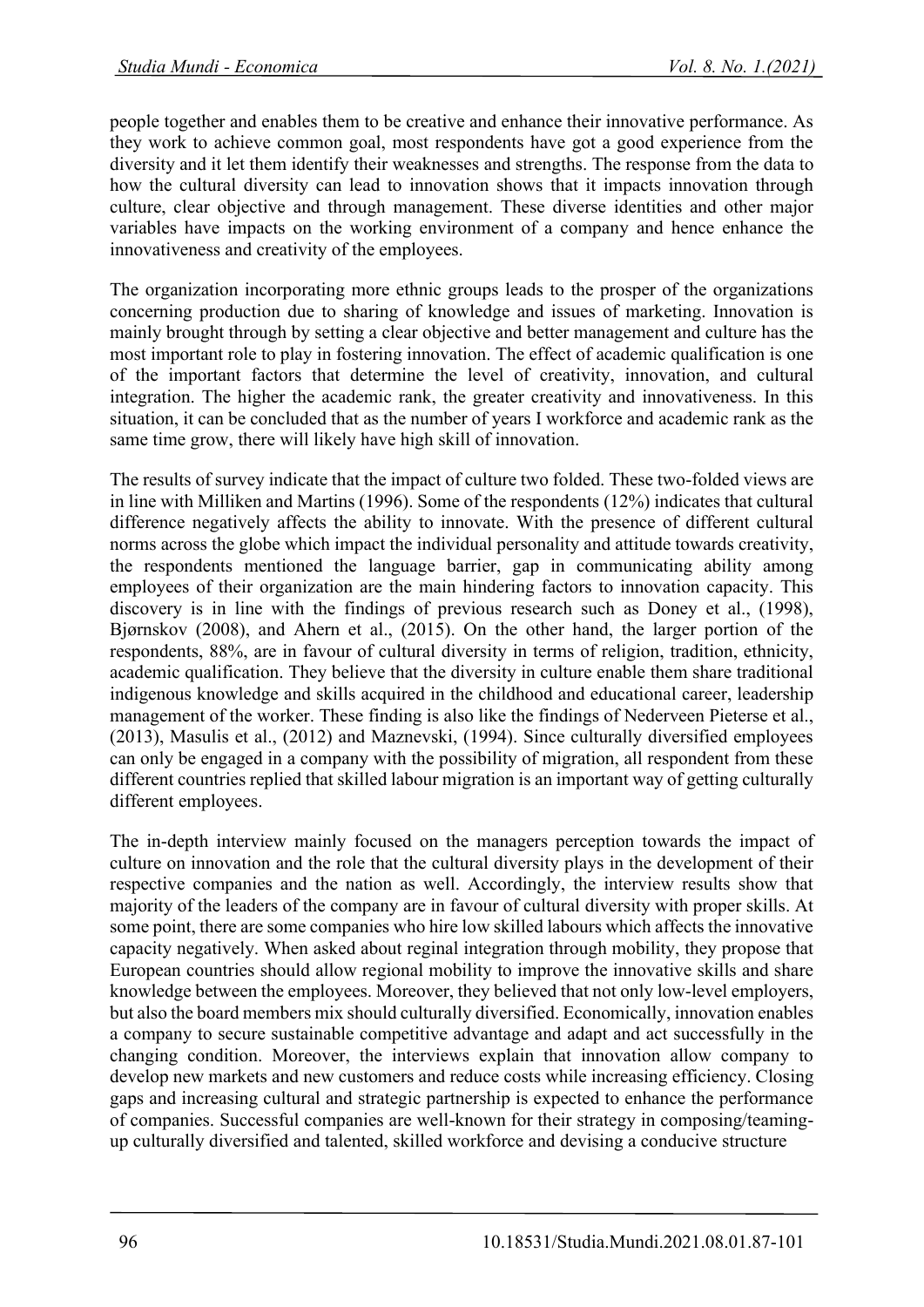people together and enables them to be creative and enhance their innovative performance. As they work to achieve common goal, most respondents have got a good experience from the diversity and it let them identify their weaknesses and strengths. The response from the data to how the cultural diversity can lead to innovation shows that it impacts innovation through culture, clear objective and through management. These diverse identities and other major variables have impacts on the working environment of a company and hence enhance the innovativeness and creativity of the employees.

The organization incorporating more ethnic groups leads to the prosper of the organizations concerning production due to sharing of knowledge and issues of marketing. Innovation is mainly brought through by setting a clear objective and better management and culture has the most important role to play in fostering innovation. The effect of academic qualification is one of the important factors that determine the level of creativity, innovation, and cultural integration. The higher the academic rank, the greater creativity and innovativeness. In this situation, it can be concluded that as the number of years I workforce and academic rank as the same time grow, there will likely have high skill of innovation.

The results of survey indicate that the impact of culture two folded. These two-folded views are in line with Milliken and Martins (1996). Some of the respondents (12%) indicates that cultural difference negatively affects the ability to innovate. With the presence of different cultural norms across the globe which impact the individual personality and attitude towards creativity, the respondents mentioned the language barrier, gap in communicating ability among employees of their organization are the main hindering factors to innovation capacity. This discovery is in line with the findings of previous research such as Doney et al., (1998), Bjørnskov (2008), and Ahern et al., (2015). On the other hand, the larger portion of the respondents, 88%, are in favour of cultural diversity in terms of religion, tradition, ethnicity, academic qualification. They believe that the diversity in culture enable them share traditional indigenous knowledge and skills acquired in the childhood and educational career, leadership management of the worker. These finding is also like the findings of Nederveen Pieterse et al., (2013), Masulis et al., (2012) and Maznevski, (1994). Since culturally diversified employees can only be engaged in a company with the possibility of migration, all respondent from these different countries replied that skilled labour migration is an important way of getting culturally different employees.

The in-depth interview mainly focused on the managers perception towards the impact of culture on innovation and the role that the cultural diversity plays in the development of their respective companies and the nation as well. Accordingly, the interview results show that majority of the leaders of the company are in favour of cultural diversity with proper skills. At some point, there are some companies who hire low skilled labours which affects the innovative capacity negatively. When asked about reginal integration through mobility, they propose that European countries should allow regional mobility to improve the innovative skills and share knowledge between the employees. Moreover, they believed that not only low-level employers, but also the board members mix should culturally diversified. Economically, innovation enables a company to secure sustainable competitive advantage and adapt and act successfully in the changing condition. Moreover, the interviews explain that innovation allow company to develop new markets and new customers and reduce costs while increasing efficiency. Closing gaps and increasing cultural and strategic partnership is expected to enhance the performance of companies. Successful companies are well-known for their strategy in composing/teaming-up culturally diversified and talented, skilled workforce and devising a conducive structure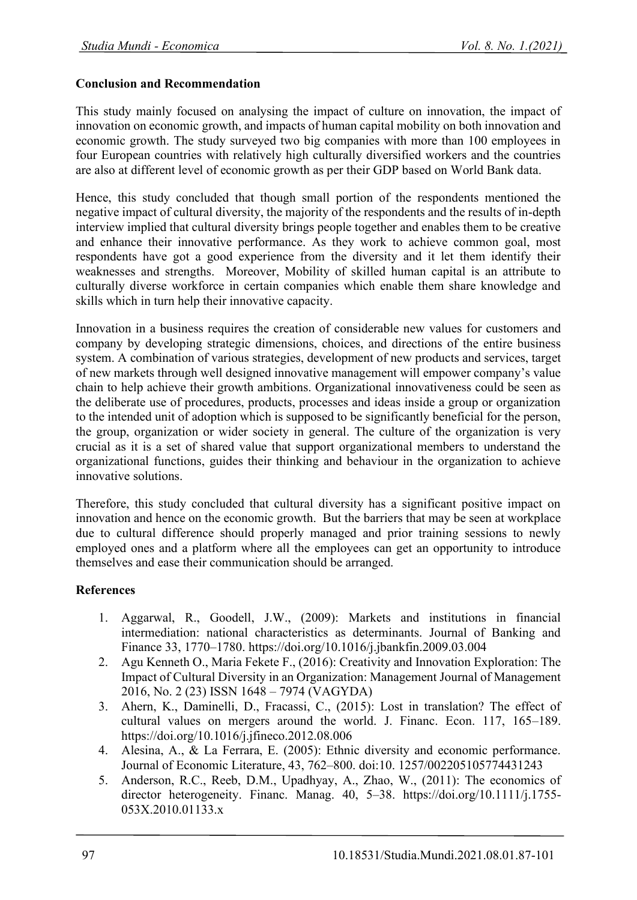## Conclusion and Recommendation

This study mainly focused on analysing the impact of culture on innovation, the impact of innovation on economic growth, and impacts of human capital mobility on both innovation and economic growth. The study surveyed two big companies with more than 100 employees in four European countries with relatively high culturally diversified workers and the countries are also at different level of economic growth as per their GDP based on World Bank data.

Hence, this study concluded that though small portion of the respondents mentioned the negative impact of cultural diversity, the majority of the respondents and the results of in-depth interview implied that cultural diversity brings people together and enables them to be creative and enhance their innovative performance. As they work to achieve common goal, most respondents have got a good experience from the diversity and it let them identify their weaknesses and strengths. Moreover, Mobility of skilled human capital is an attribute to culturally diverse workforce in certain companies which enable them share knowledge and skills which in turn help their innovative capacity.

Innovation in a business requires the creation of considerable new values for customers and company by developing strategic dimensions, choices, and directions of the entire business system. A combination of various strategies, development of new products and services, target of new markets through well designed innovative management will empower company's value chain to help achieve their growth ambitions. Organizational innovativeness could be seen as the deliberate use of procedures, products, processes and ideas inside a group or organization to the intended unit of adoption which is supposed to be significantly beneficial for the person, the group, organization or wider society in general. The culture of the organization is very crucial as it is a set of shared value that support organizational members to understand the organizational functions, guides their thinking and behaviour in the organization to achieve innovative solutions.

Therefore, this study concluded that cultural diversity has a significant positive impact on innovation and hence on the economic growth. But the barriers that may be seen at workplace due to cultural difference should properly managed and prior training sessions to newly employed ones and a platform where all the employees can get an opportunity to introduce themselves and ease their communication should be arranged.

## References

1. Aggarwal, R., Goodell, J.W., (2009): Markets and institutions in financial intermediation: national characteristics as determinants. Journal of Banking and Finance 33, 1770–1780. https://doi.org/10.1016/j.jbankfin.2009.03.004
2. Agu Kenneth O., Maria Fekete F., (2016): Creativity and Innovation Exploration: The Impact of Cultural Diversity in an Organization: Management Journal of Management 2016, No. 2 (23) ISSN 1648 – 7974 (VAGYDA)
3. Ahern, K., Daminelli, D., Fracassi, C., (2015): Lost in translation? The effect of cultural values on mergers around the world. J. Financ. Econ. 117, 165–189. https://doi.org/10.1016/j.jfineco.2012.08.006
4. Alesina, A., & La Ferrara, E. (2005): Ethnic diversity and economic performance. Journal of Economic Literature, 43, 762–800. doi:10. 1257/002205105774431243
5. Anderson, R.C., Reeb, D.M., Upadhyay, A., Zhao, W., (2011): The economics of director heterogeneity. Financ. Manag. 40, 5–38. https://doi.org/10.1111/j.1755-053X.2010.01133.x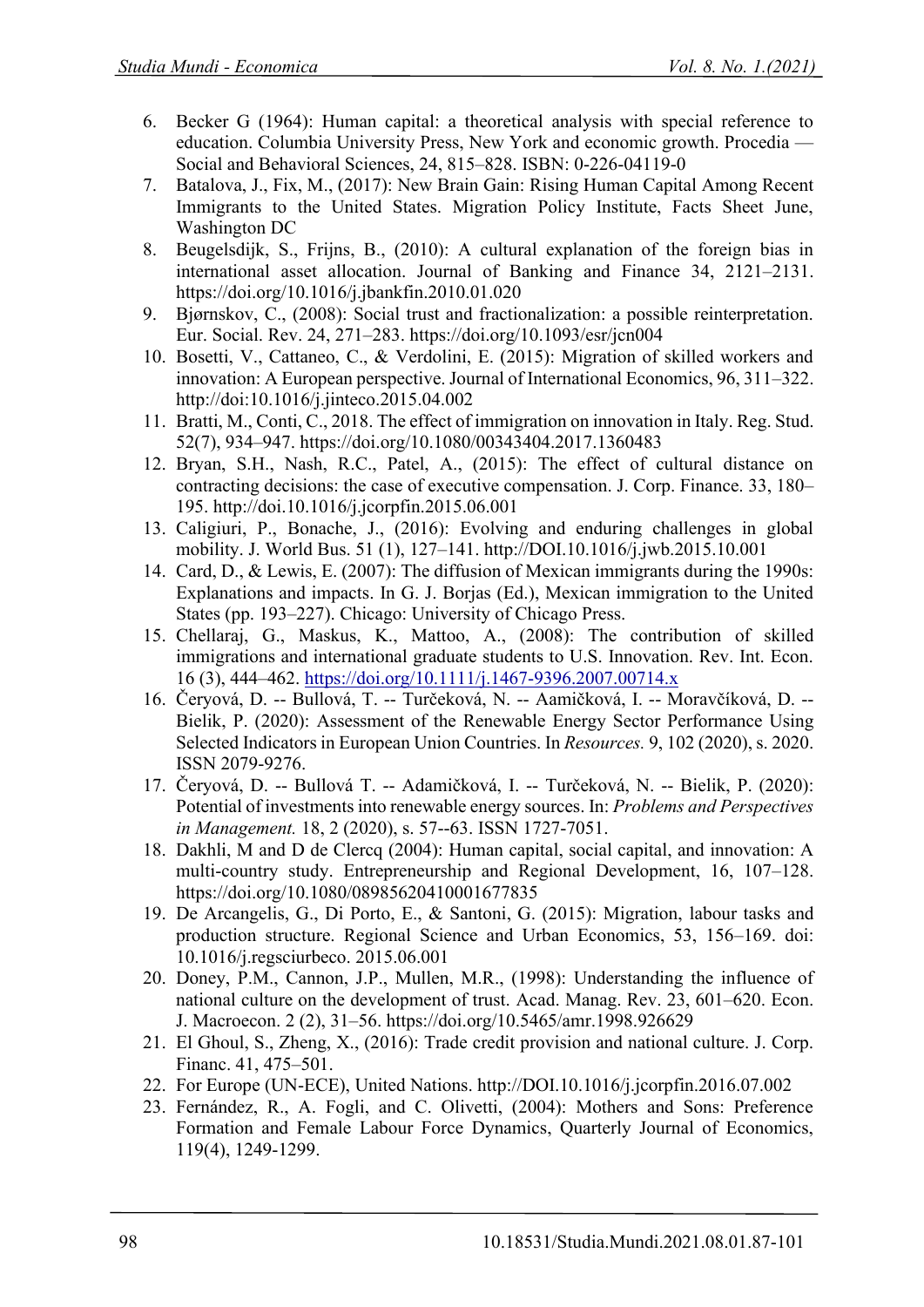6. Becker G (1964): Human capital: a theoretical analysis with special reference to education. Columbia University Press, New York and economic growth. Procedia — Social and Behavioral Sciences, 24, 815–828. ISBN: 0-226-04119-0
7. Batalova, J., Fix, M., (2017): New Brain Gain: Rising Human Capital Among Recent Immigrants to the United States. Migration Policy Institute, Facts Sheet June, Washington DC
8. Beugelsdijk, S., Frijns, B., (2010): A cultural explanation of the foreign bias in international asset allocation. Journal of Banking and Finance 34, 2121–2131. https://doi.org/10.1016/j.jbankfin.2010.01.020
9. Bjørnskov, C., (2008): Social trust and fractionalization: a possible reinterpretation. Eur. Social. Rev. 24, 271–283. https://doi.org/10.1093/esr/jcn004
10. Bosetti, V., Cattaneo, C., & Verdolini, E. (2015): Migration of skilled workers and innovation: A European perspective. Journal of International Economics, 96, 311–322. http://doi:10.1016/j.jinteco.2015.04.002
11. Bratti, M., Conti, C., 2018. The effect of immigration on innovation in Italy. Reg. Stud. 52(7), 934–947. https://doi.org/10.1080/00343404.2017.1360483
12. Bryan, S.H., Nash, R.C., Patel, A., (2015): The effect of cultural distance on contracting decisions: the case of executive compensation. J. Corp. Finance. 33, 180–195. http://doi.10.1016/j.jcorpfin.2015.06.001
13. Caligiuri, P., Bonache, J., (2016): Evolving and enduring challenges in global mobility. J. World Bus. 51 (1), 127–141. http://DOI.10.1016/j.jwb.2015.10.001
14. Card, D., & Lewis, E. (2007): The diffusion of Mexican immigrants during the 1990s: Explanations and impacts. In G. J. Borjas (Ed.), Mexican immigration to the United States (pp. 193–227). Chicago: University of Chicago Press.
15. Chellaraj, G., Maskus, K., Mattoo, A., (2008): The contribution of skilled immigrations and international graduate students to U.S. Innovation. Rev. Int. Econ. 16 (3), 444–462. https://doi.org/10.1111/j.1467-9396.2007.00714.x
16. Čeryová, D. -- Bullová, T. -- Turčeková, N. -- Aamičková, I. -- Moravčíková, D. -- Bielik, P. (2020): Assessment of the Renewable Energy Sector Performance Using Selected Indicators in European Union Countries. In *Resources.* 9, 102 (2020), s. 2020. ISSN 2079-9276.
17. Čeryová, D. -- Bullová T. -- Adamičková, I. -- Turčeková, N. -- Bielik, P. (2020): Potential of investments into renewable energy sources. In: *Problems and Perspectives in Management.* 18, 2 (2020), s. 57--63. ISSN 1727-7051.
18. Dakhli, M and D de Clercq (2004): Human capital, social capital, and innovation: A multi-country study. Entrepreneurship and Regional Development, 16, 107–128. https://doi.org/10.1080/08985620410001677835
19. De Arcangelis, G., Di Porto, E., & Santoni, G. (2015): Migration, labour tasks and production structure. Regional Science and Urban Economics, 53, 156–169. doi: 10.1016/j.regsciurbeco. 2015.06.001
20. Doney, P.M., Cannon, J.P., Mullen, M.R., (1998): Understanding the influence of national culture on the development of trust. Acad. Manag. Rev. 23, 601–620. Econ. J. Macroecon. 2 (2), 31–56. https://doi.org/10.5465/amr.1998.926629
21. El Ghoul, S., Zheng, X., (2016): Trade credit provision and national culture. J. Corp. Financ. 41, 475–501.
22. For Europe (UN-ECE), United Nations. http://DOI.10.1016/j.jcorpfin.2016.07.002
23. Fernández, R., A. Fogli, and C. Olivetti, (2004): Mothers and Sons: Preference Formation and Female Labour Force Dynamics, Quarterly Journal of Economics, 119(4), 1249-1299.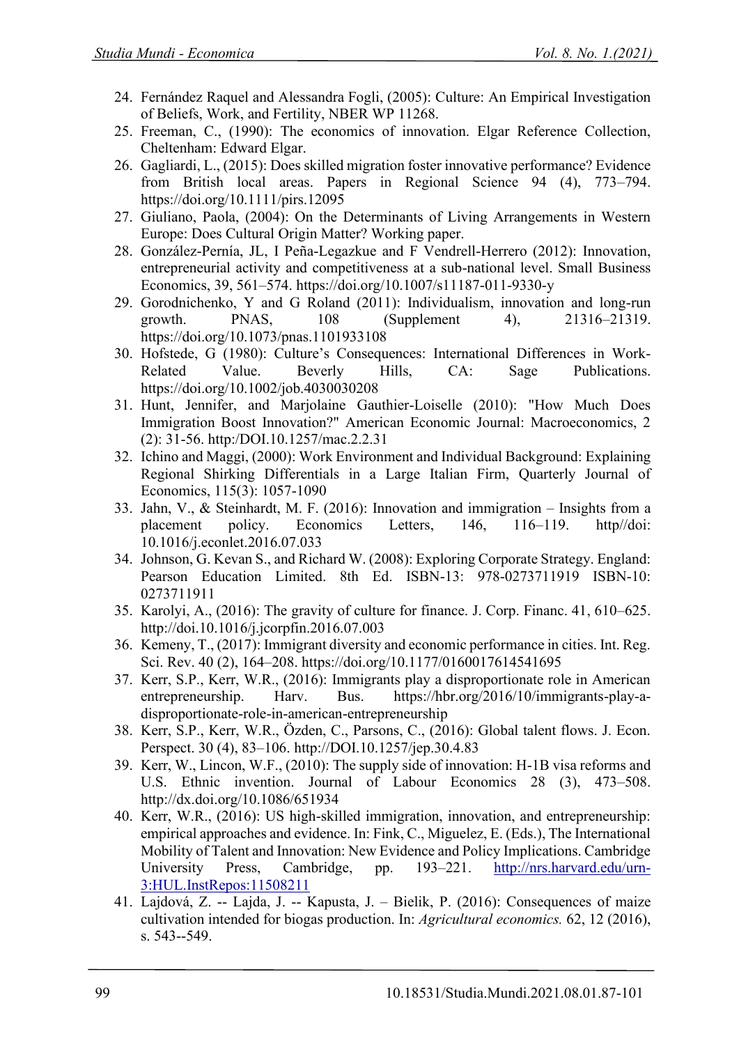24. Fernández Raquel and Alessandra Fogli, (2005): Culture: An Empirical Investigation of Beliefs, Work, and Fertility, NBER WP 11268.
25. Freeman, C., (1990): The economics of innovation. Elgar Reference Collection, Cheltenham: Edward Elgar.
26. Gagliardi, L., (2015): Does skilled migration foster innovative performance? Evidence from British local areas. Papers in Regional Science 94 (4), 773–794. https://doi.org/10.1111/pirs.12095
27. Giuliano, Paola, (2004): On the Determinants of Living Arrangements in Western Europe: Does Cultural Origin Matter? Working paper.
28. González-Pernía, JL, I Peña-Legazkue and F Vendrell-Herrero (2012): Innovation, entrepreneurial activity and competitiveness at a sub-national level. Small Business Economics, 39, 561–574. https://doi.org/10.1007/s11187-011-9330-y
29. Gorodnichenko, Y and G Roland (2011): Individualism, innovation and long-run growth. PNAS, 108 (Supplement 4), 21316–21319. https://doi.org/10.1073/pnas.1101933108
30. Hofstede, G (1980): Culture's Consequences: International Differences in Work-Related Value. Beverly Hills, CA: Sage Publications. https://doi.org/10.1002/job.4030030208
31. Hunt, Jennifer, and Marjolaine Gauthier-Loiselle (2010): "How Much Does Immigration Boost Innovation?" American Economic Journal: Macroeconomics, 2 (2): 31-56. http:/DOI.10.1257/mac.2.2.31
32. Ichino and Maggi, (2000): Work Environment and Individual Background: Explaining Regional Shirking Differentials in a Large Italian Firm, Quarterly Journal of Economics, 115(3): 1057-1090
33. Jahn, V., & Steinhardt, M. F. (2016): Innovation and immigration – Insights from a placement policy. Economics Letters, 146, 116–119. http//doi: 10.1016/j.econlet.2016.07.033
34. Johnson, G. Kevan S., and Richard W. (2008): Exploring Corporate Strategy. England: Pearson Education Limited. 8th Ed. ISBN-13: 978-0273711919 ISBN-10: 0273711911
35. Karolyi, A., (2016): The gravity of culture for finance. J. Corp. Financ. 41, 610–625. http://doi.10.1016/j.jcorpfin.2016.07.003
36. Kemeny, T., (2017): Immigrant diversity and economic performance in cities. Int. Reg. Sci. Rev. 40 (2), 164–208. https://doi.org/10.1177/0160017614541695
37. Kerr, S.P., Kerr, W.R., (2016): Immigrants play a disproportionate role in American entrepreneurship. Harv. Bus. https://hbr.org/2016/10/immigrants-play-a-disproportionate-role-in-american-entrepreneurship
38. Kerr, S.P., Kerr, W.R., Özden, C., Parsons, C., (2016): Global talent flows. J. Econ. Perspect. 30 (4), 83–106. http://DOI.10.1257/jep.30.4.83
39. Kerr, W., Lincon, W.F., (2010): The supply side of innovation: H-1B visa reforms and U.S. Ethnic invention. Journal of Labour Economics 28 (3), 473–508. http://dx.doi.org/10.1086/651934
40. Kerr, W.R., (2016): US high-skilled immigration, innovation, and entrepreneurship: empirical approaches and evidence. In: Fink, C., Miguelez, E. (Eds.), The International Mobility of Talent and Innovation: New Evidence and Policy Implications. Cambridge University Press, Cambridge, pp. 193–221. http://nrs.harvard.edu/urn-3:HUL.InstRepos:11508211
41. Lajdová, Z. -- Lajda, J. -- Kapusta, J. – Bielik, P. (2016): Consequences of maize cultivation intended for biogas production. In: *Agricultural economics.* 62, 12 (2016), s. 543--549.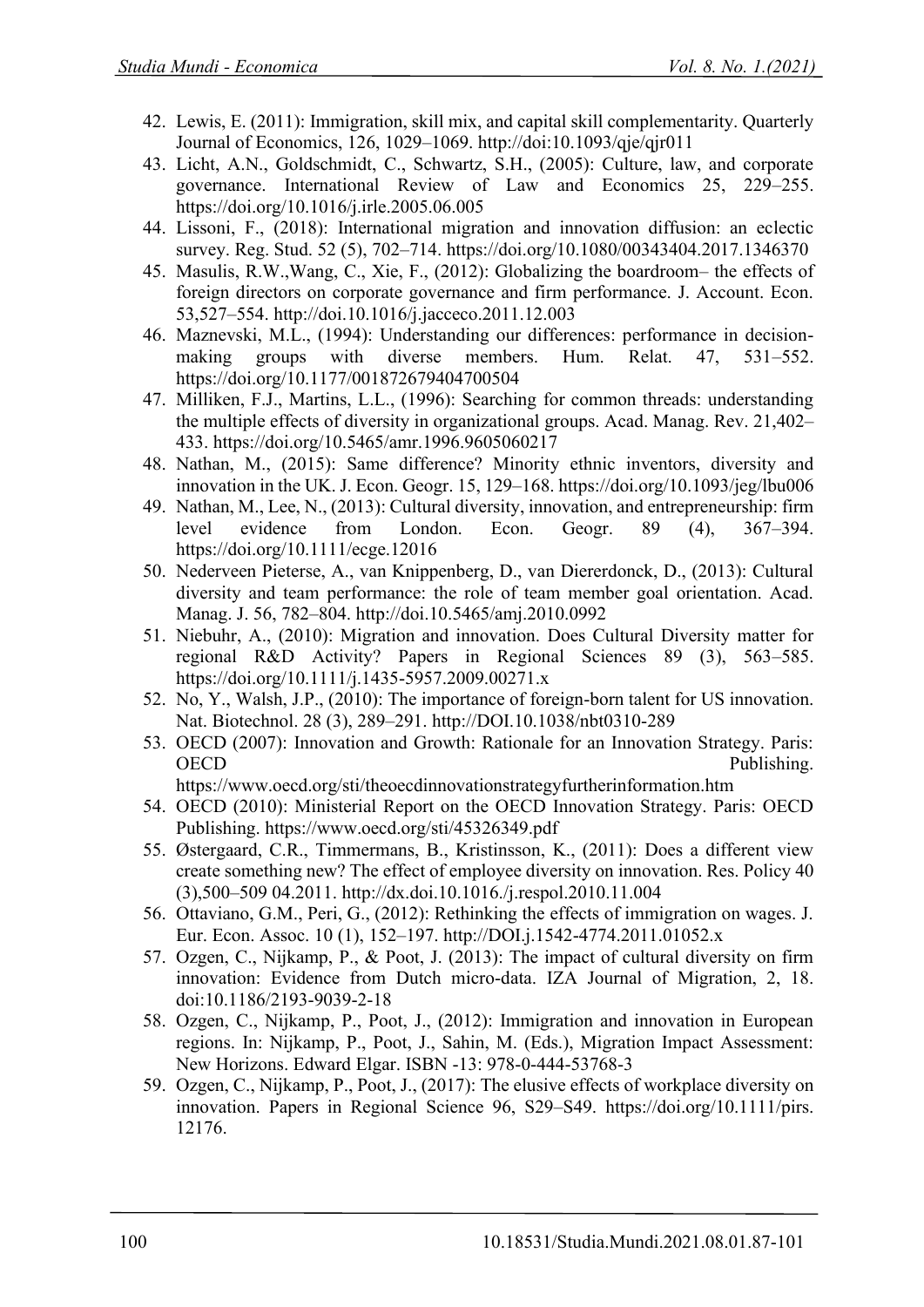42. Lewis, E. (2011): Immigration, skill mix, and capital skill complementarity. Quarterly Journal of Economics, 126, 1029–1069. http://doi:10.1093/qje/qjr011
43. Licht, A.N., Goldschmidt, C., Schwartz, S.H., (2005): Culture, law, and corporate governance. International Review of Law and Economics 25, 229–255. https://doi.org/10.1016/j.irle.2005.06.005
44. Lissoni, F., (2018): International migration and innovation diffusion: an eclectic survey. Reg. Stud. 52 (5), 702–714. https://doi.org/10.1080/00343404.2017.1346370
45. Masulis, R.W.,Wang, C., Xie, F., (2012): Globalizing the boardroom– the effects of foreign directors on corporate governance and firm performance. J. Account. Econ. 53,527–554. http://doi.10.1016/j.jacceco.2011.12.003
46. Maznevski, M.L., (1994): Understanding our differences: performance in decision-making groups with diverse members. Hum. Relat. 47, 531–552. https://doi.org/10.1177/001872679404700504
47. Milliken, F.J., Martins, L.L., (1996): Searching for common threads: understanding the multiple effects of diversity in organizational groups. Acad. Manag. Rev. 21,402–433. https://doi.org/10.5465/amr.1996.9605060217
48. Nathan, M., (2015): Same difference? Minority ethnic inventors, diversity and innovation in the UK. J. Econ. Geogr. 15, 129–168. https://doi.org/10.1093/jeg/lbu006
49. Nathan, M., Lee, N., (2013): Cultural diversity, innovation, and entrepreneurship: firm level evidence from London. Econ. Geogr. 89 (4), 367–394. https://doi.org/10.1111/ecge.12016
50. Nederveen Pieterse, A., van Knippenberg, D., van Diererdonck, D., (2013): Cultural diversity and team performance: the role of team member goal orientation. Acad. Manag. J. 56, 782–804. http://doi.10.5465/amj.2010.0992
51. Niebuhr, A., (2010): Migration and innovation. Does Cultural Diversity matter for regional R&D Activity? Papers in Regional Sciences 89 (3), 563–585. https://doi.org/10.1111/j.1435-5957.2009.00271.x
52. No, Y., Walsh, J.P., (2010): The importance of foreign-born talent for US innovation. Nat. Biotechnol. 28 (3), 289–291. http://DOI.10.1038/nbt0310-289
53. OECD (2007): Innovation and Growth: Rationale for an Innovation Strategy. Paris: OECD Publishing. https://www.oecd.org/sti/theoecdinnovationstrategyfurtherinformation.htm
54. OECD (2010): Ministerial Report on the OECD Innovation Strategy. Paris: OECD Publishing. https://www.oecd.org/sti/45326349.pdf
55. Østergaard, C.R., Timmermans, B., Kristinsson, K., (2011): Does a different view create something new? The effect of employee diversity on innovation. Res. Policy 40 (3),500–509 04.2011. http://dx.doi.10.1016./j.respol.2010.11.004
56. Ottaviano, G.M., Peri, G., (2012): Rethinking the effects of immigration on wages. J. Eur. Econ. Assoc. 10 (1), 152–197. http://DOI.j.1542-4774.2011.01052.x
57. Ozgen, C., Nijkamp, P., & Poot, J. (2013): The impact of cultural diversity on firm innovation: Evidence from Dutch micro-data. IZA Journal of Migration, 2, 18. doi:10.1186/2193-9039-2-18
58. Ozgen, C., Nijkamp, P., Poot, J., (2012): Immigration and innovation in European regions. In: Nijkamp, P., Poot, J., Sahin, M. (Eds.), Migration Impact Assessment: New Horizons. Edward Elgar. ISBN -13: 978-0-444-53768-3
59. Ozgen, C., Nijkamp, P., Poot, J., (2017): The elusive effects of workplace diversity on innovation. Papers in Regional Science 96, S29–S49. https://doi.org/10.1111/pirs. 12176.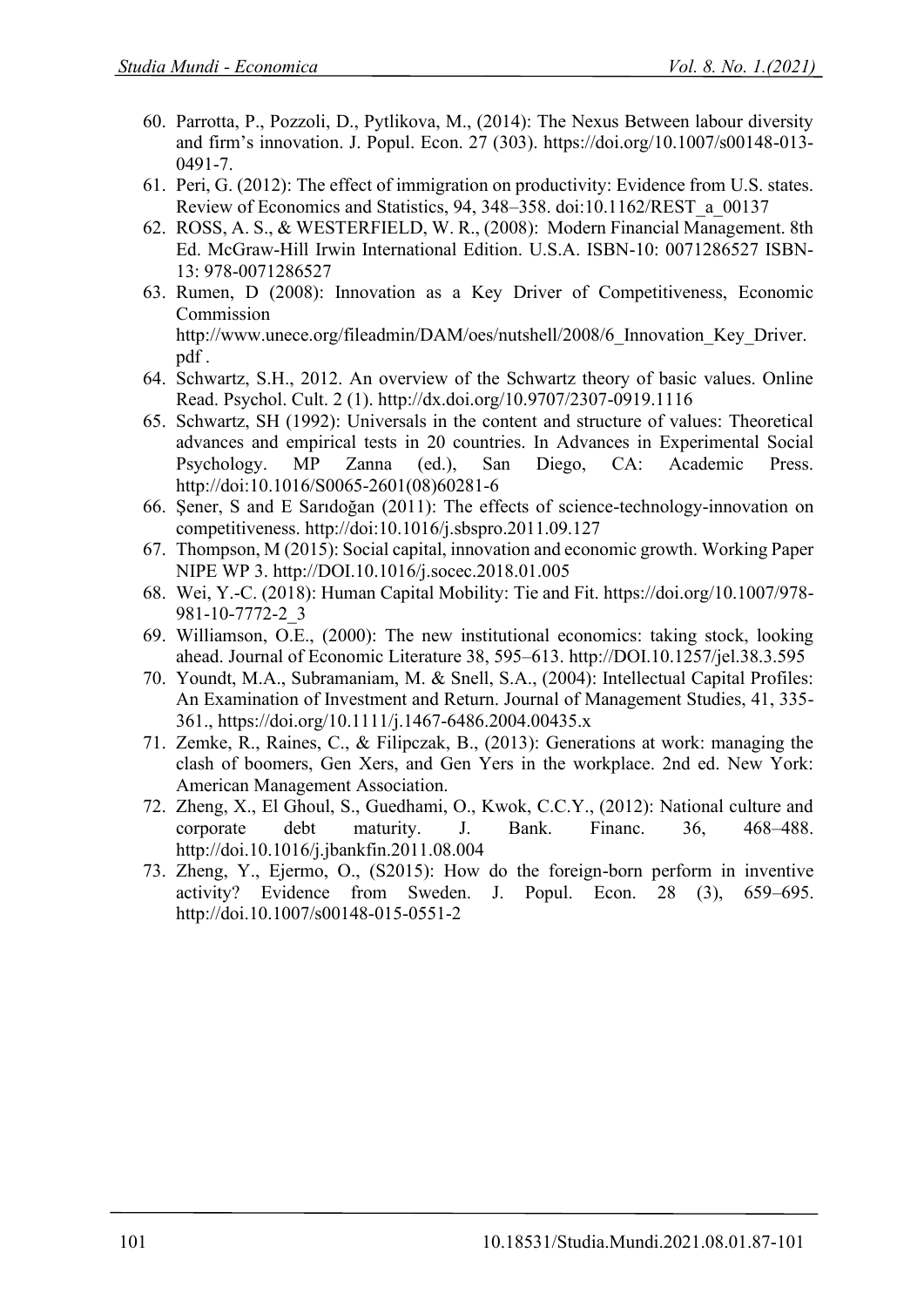60. Parrotta, P., Pozzoli, D., Pytlikova, M., (2014): The Nexus Between labour diversity and firm's innovation. J. Popul. Econ. 27 (303). https://doi.org/10.1007/s00148-013-0491-7.
61. Peri, G. (2012): The effect of immigration on productivity: Evidence from U.S. states. Review of Economics and Statistics, 94, 348–358. doi:10.1162/REST_a_00137
62. ROSS, A. S., & WESTERFIELD, W. R., (2008): Modern Financial Management. 8th Ed. McGraw-Hill Irwin International Edition. U.S.A. ISBN-10: 0071286527 ISBN-13: 978-0071286527
63. Rumen, D (2008): Innovation as a Key Driver of Competitiveness, Economic Commission http://www.unece.org/fileadmin/DAM/oes/nutshell/2008/6_Innovation_Key_Driver.pdf .
64. Schwartz, S.H., 2012. An overview of the Schwartz theory of basic values. Online Read. Psychol. Cult. 2 (1). http://dx.doi.org/10.9707/2307-0919.1116
65. Schwartz, SH (1992): Universals in the content and structure of values: Theoretical advances and empirical tests in 20 countries. In Advances in Experimental Social Psychology. MP Zanna (ed.), San Diego, CA: Academic Press. http://doi:10.1016/S0065-2601(08)60281-6
66. Şener, S and E Sarıdoğan (2011): The effects of science-technology-innovation on competitiveness. http://doi:10.1016/j.sbspro.2011.09.127
67. Thompson, M (2015): Social capital, innovation and economic growth. Working Paper NIPE WP 3. http://DOI.10.1016/j.socec.2018.01.005
68. Wei, Y.-C. (2018): Human Capital Mobility: Tie and Fit. https://doi.org/10.1007/978-981-10-7772-2_3
69. Williamson, O.E., (2000): The new institutional economics: taking stock, looking ahead. Journal of Economic Literature 38, 595–613. http://DOI.10.1257/jel.38.3.595
70. Youndt, M.A., Subramaniam, M. & Snell, S.A., (2004): Intellectual Capital Profiles: An Examination of Investment and Return. Journal of Management Studies, 41, 335-361., https://doi.org/10.1111/j.1467-6486.2004.00435.x
71. Zemke, R., Raines, C., & Filipczak, B., (2013): Generations at work: managing the clash of boomers, Gen Xers, and Gen Yers in the workplace. 2nd ed. New York: American Management Association.
72. Zheng, X., El Ghoul, S., Guedhami, O., Kwok, C.C.Y., (2012): National culture and corporate debt maturity. J. Bank. Financ. 36, 468–488. http://doi.10.1016/j.jbankfin.2011.08.004
73. Zheng, Y., Ejermo, O., (S2015): How do the foreign-born perform in inventive activity? Evidence from Sweden. J. Popul. Econ. 28 (3), 659–695. http://doi.10.1007/s00148-015-0551-2